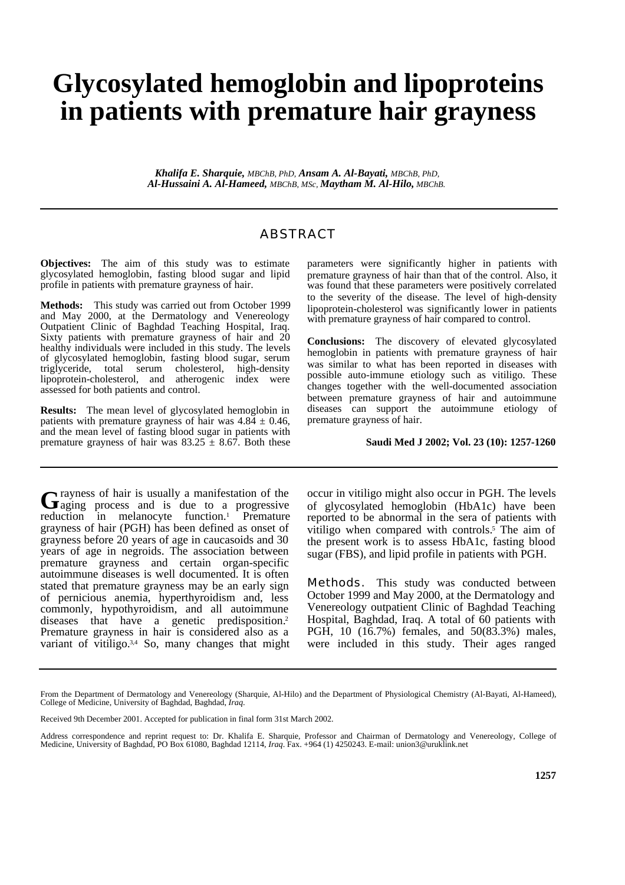# Glycosylated hemoglobin and lipoproteins in patients with premature hair grayness

***Khalifa E. Sharquie,*** *MBChB, PhD,* ***Ansam A. Al-Bayati,*** *MBChB, PhD,* ***Al-Hussaini A. Al-Hameed,*** *MBChB, MSc,* ***Maytham M. Al-Hilo,*** *MBChB.*

## ABSTRACT

**Objectives:** The aim of this study was to estimate glycosylated hemoglobin, fasting blood sugar and lipid profile in patients with premature grayness of hair.

**Methods:** This study was carried out from October 1999 and May 2000, at the Dermatology and Venereology Outpatient Clinic of Baghdad Teaching Hospital, Iraq. Sixty patients with premature grayness of hair and 20 healthy individuals were included in this study. The levels of glycosylated hemoglobin, fasting blood sugar, serum triglyceride, total serum cholesterol, high-density lipoprotein-cholesterol, and atherogenic index were assessed for both patients and control.

**Results:** The mean level of glycosylated hemoglobin in patients with premature grayness of hair was $4.84 \pm 0.46$, and the mean level of fasting blood sugar in patients with premature grayness of hair was $83.25 \pm 8.67$. Both these parameters were significantly higher in patients with premature grayness of hair than that of the control. Also, it was found that these parameters were positively correlated to the severity of the disease. The level of high-density lipoprotein-cholesterol was significantly lower in patients with premature grayness of hair compared to control.

**Conclusions:** The discovery of elevated glycosylated hemoglobin in patients with premature grayness of hair was similar to what has been reported in diseases with possible auto-immune etiology such as vitiligo. These changes together with the well-documented association between premature grayness of hair and autoimmune diseases can support the autoimmune etiology of premature grayness of hair.

Grayness of hair is usually a manifestation of the aging process and is due to a progressive reduction in melanocyte function.[1] Premature grayness of hair (PGH) has been defined as onset of grayness before 20 years of age in caucasoids and 30 years of age in negroids. The association between premature grayness and certain organ-specific autoimmune diseases is well documented. It is often stated that premature grayness may be an early sign of pernicious anemia, hyperthyroidism and, less commonly, hypothyroidism, and all autoimmune diseases that have a genetic predisposition.[2] Premature grayness in hair is considered also as a variant of vitiligo.[3,4] So, many changes that might occur in vitiligo might also occur in PGH. The levels of glycosylated hemoglobin (HbA1c) have been reported to be abnormal in the sera of patients with vitiligo when compared with controls.[5] The aim of the present work is to assess HbA1c, fasting blood sugar (FBS), and lipid profile in patients with PGH.

**Methods.** This study was conducted between October 1999 and May 2000, at the Dermatology and Venereology outpatient Clinic of Baghdad Teaching Hospital, Baghdad, Iraq. A total of 60 patients with PGH, 10 (16.7%) females, and 50(83.3%) males, were included in this study. Their ages ranged

From the Department of Dermatology and Venereology (Sharquie, Al-Hilo) and the Department of Physiological Chemistry (Al-Bayati, Al-Hameed), College of Medicine, University of Baghdad, Baghdad, *Iraq*.

Received 9th December 2001. Accepted for publication in final form 31st March 2002.

Address correspondence and reprint request to: Dr. Khalifa E. Sharquie, Professor and Chairman of Dermatology and Venereology, College of Medicine, University of Baghdad, PO Box 61080, Baghdad 12114, *Iraq*. Fax. +964 (1) 4250243. E-mail: union3@uruklink.net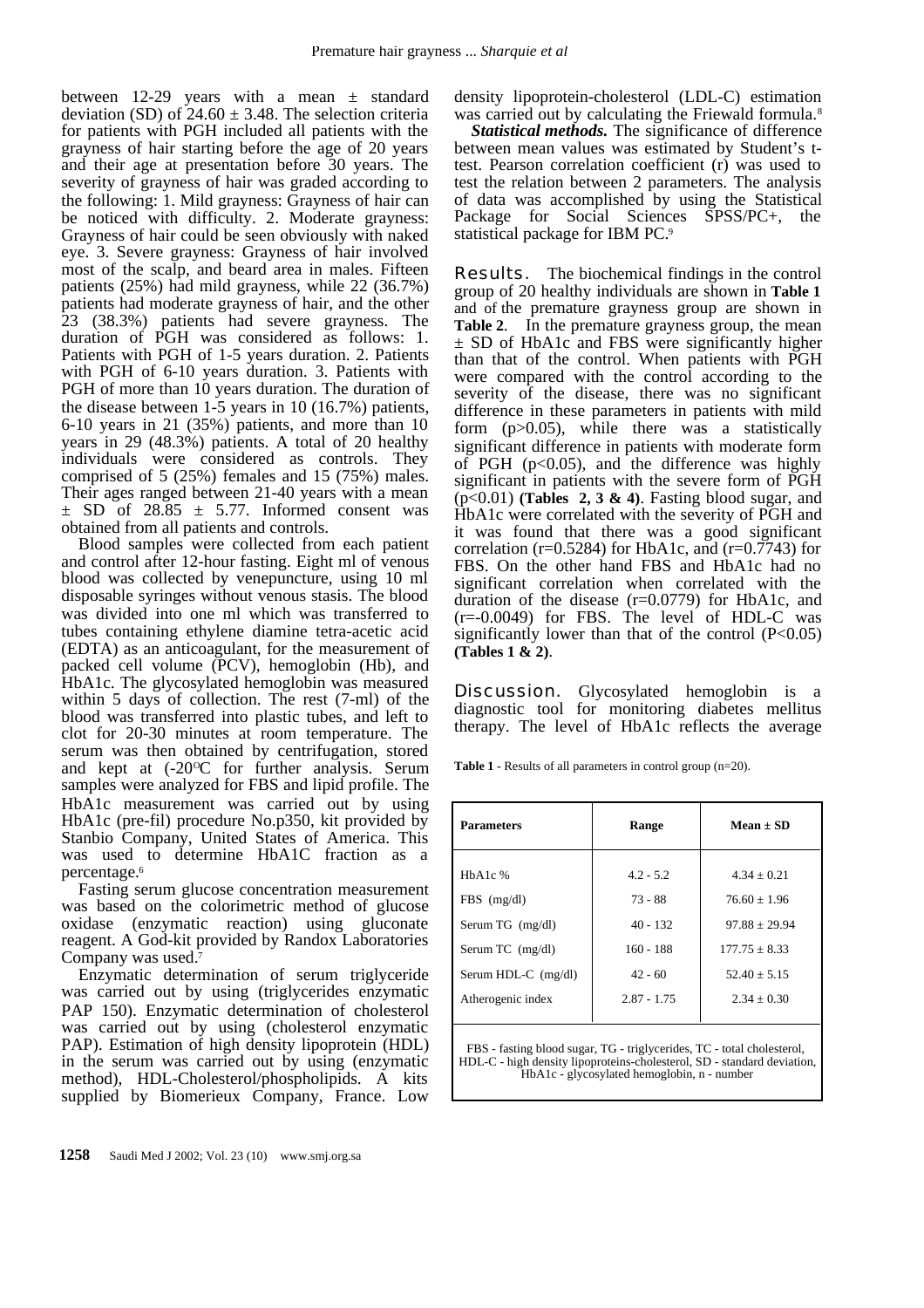between 12-29 years with a mean ± standard deviation (SD) of 24.60 ± 3.48. The selection criteria for patients with PGH included all patients with the grayness of hair starting before the age of 20 years and their age at presentation before 30 years. The severity of grayness of hair was graded according to the following: 1. Mild grayness: Grayness of hair can be noticed with difficulty. 2. Moderate grayness: Grayness of hair could be seen obviously with naked eye. 3. Severe grayness: Grayness of hair involved most of the scalp, and beard area in males. Fifteen patients (25%) had mild grayness, while 22 (36.7%) patients had moderate grayness of hair, and the other 23 (38.3%) patients had severe grayness. The duration of PGH was considered as follows: 1. Patients with PGH of 1-5 years duration. 2. Patients with PGH of 6-10 years duration. 3. Patients with PGH of more than 10 years duration. The duration of the disease between 1-5 years in 10 (16.7%) patients, 6-10 years in 21 (35%) patients, and more than 10 years in 29 (48.3%) patients. A total of 20 healthy individuals were considered as controls. They comprised of 5 (25%) females and 15 (75%) males. Their ages ranged between 21-40 years with a mean ± SD of 28.85 ± 5.77. Informed consent was obtained from all patients and controls.

Blood samples were collected from each patient and control after 12-hour fasting. Eight ml of venous blood was collected by venepuncture, using 10 ml disposable syringes without venous stasis. The blood was divided into one ml which was transferred to tubes containing ethylene diamine tetra-acetic acid (EDTA) as an anticoagulant, for the measurement of packed cell volume (PCV), hemoglobin (Hb), and HbA1c. The glycosylated hemoglobin was measured within 5 days of collection. The rest (7-ml) of the blood was transferred into plastic tubes, and left to clot for 20-30 minutes at room temperature. The serum was then obtained by centrifugation, stored and kept at (-20°C for further analysis. Serum samples were analyzed for FBS and lipid profile. The HbA1c measurement was carried out by using HbA1c (pre-fil) procedure No.p350, kit provided by Stanbio Company, United States of America. This was used to determine HbA1C fraction as a percentage.[6]

Fasting serum glucose concentration measurement was based on the colorimetric method of glucose oxidase (enzymatic reaction) using gluconate reagent. A God-kit provided by Randox Laboratories Company was used.[7]

Enzymatic determination of serum triglyceride was carried out by using (triglycerides enzymatic PAP 150). Enzymatic determination of cholesterol was carried out by using (cholesterol enzymatic PAP). Estimation of high density lipoprotein (HDL) in the serum was carried out by using (enzymatic method), HDL-Cholesterol/phospholipids. A kits supplied by Biomerieux Company, France. Low density lipoprotein-cholesterol (LDL-C) estimation was carried out by calculating the Friewald formula.[8]

***Statistical methods.*** The significance of difference between mean values was estimated by Student's t-test. Pearson correlation coefficient (r) was used to test the relation between 2 parameters. The analysis of data was accomplished by using the Statistical Package for Social Sciences SPSS/PC+, the statistical package for IBM PC.[9]

## Results.

The biochemical findings in the control group of 20 healthy individuals are shown in **Table 1** and of the premature grayness group are shown in **Table 2**. In the premature grayness group, the mean ± SD of HbA1c and FBS were significantly higher than that of the control. When patients with PGH were compared with the control according to the severity of the disease, there was no significant difference in these parameters in patients with mild form ($p>0.05$), while there was a statistically significant difference in patients with moderate form of PGH ($p<0.05$), and the difference was highly significant in patients with the severe form of PGH ($p<0.01$) **(Tables 2, 3 & 4)**. Fasting blood sugar, and HbA1c were correlated with the severity of PGH and it was found that there was a good significant correlation ($r=0.5284$) for HbA1c, and ($r=0.7743$) for FBS. On the other hand FBS and HbA1c had no significant correlation when correlated with the duration of the disease ($r=0.0779$) for HbA1c, and ($r=-0.0049$) for FBS. The level of HDL-C was significantly lower than that of the control ($P<0.05$) **(Tables 1 & 2)**.

## Discussion.

Glycosylated hemoglobin is a diagnostic tool for monitoring diabetes mellitus therapy. The level of HbA1c reflects the average

**Table 1** - Results of all parameters in control group (n=20).

| Parameters | Range | Mean ± SD |
|---|---|---|
| HbA1c % | 4.2 - 5.2 | 4.34 ± 0.21 |
| FBS (mg/dl) | 73 - 88 | 76.60 ± 1.96 |
| Serum TG (mg/dl) | 40 - 132 | 97.88 ± 29.94 |
| Serum TC (mg/dl) | 160 - 188 | 177.75 ± 8.33 |
| Serum HDL-C (mg/dl) | 42 - 60 | 52.40 ± 5.15 |
| Atherogenic index | 2.87 - 1.75 | 2.34 ± 0.30 |

FBS - fasting blood sugar, TG - triglycerides, TC - total cholesterol, HDL-C - high density lipoproteins-cholesterol, SD - standard deviation, HbA1c - glycosylated hemoglobin, n - number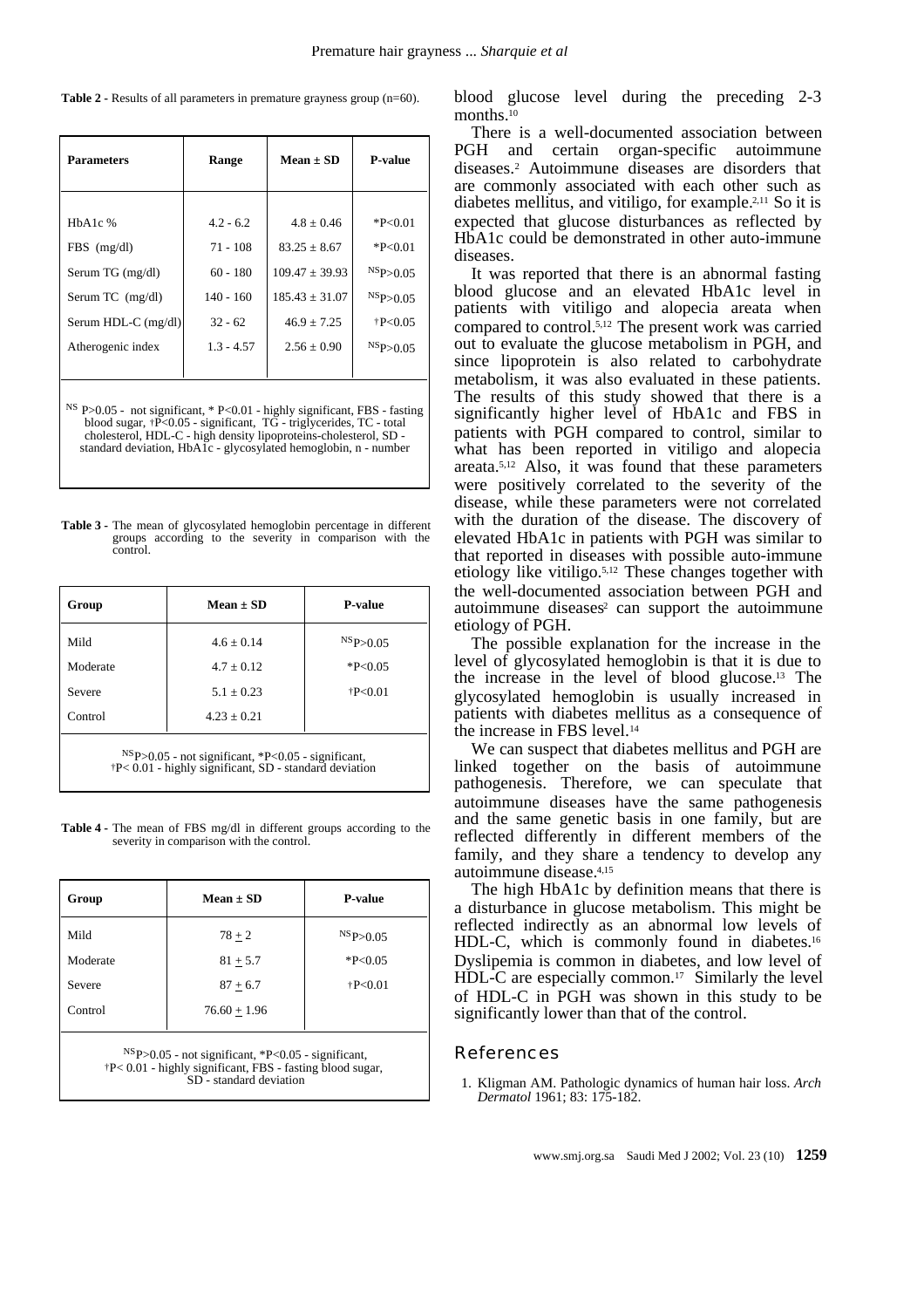**Table 2** - Results of all parameters in premature grayness group (n=60).

| Parameters | Range | Mean ± SD | P-value |
|---|---|---|---|
| HbA1c % | 4.2 - 6.2 | 4.8 ± 0.46 | *P<0.01 |
| FBS (mg/dl) | 71 - 108 | 83.25 ± 8.67 | *P<0.01 |
| Serum TG (mg/dl) | 60 - 180 | 109.47 ± 39.93 | NSP>0.05 |
| Serum TC (mg/dl) | 140 - 160 | 185.43 ± 31.07 | NSP>0.05 |
| Serum HDL-C (mg/dl) | 32 - 62 | 46.9 ± 7.25 | †P<0.05 |
| Atherogenic index | 1.3 - 4.57 | 2.56 ± 0.90 | NSP>0.05 |

NS P>0.05 - not significant, * P<0.01 - highly significant, FBS - fasting blood sugar, †P<0.05 - significant, TG - triglycerides, TC - total cholesterol, HDL-C - high density lipoproteins-cholesterol, SD - standard deviation, HbA1c - glycosylated hemoglobin, n - number

**Table 3** - The mean of glycosylated hemoglobin percentage in different groups according to the severity in comparison with the control.

| Group | Mean ± SD | P-value |
|---|---|---|
| Mild | 4.6 ± 0.14 | NSP>0.05 |
| Moderate | 4.7 ± 0.12 | *P<0.05 |
| Severe | 5.1 ± 0.23 | †P<0.01 |
| Control | 4.23 ± 0.21 | |

NSP>0.05 - not significant, *P<0.05 - significant, †P< 0.01 - highly significant, SD - standard deviation

**Table 4** - The mean of FBS mg/dl in different groups according to the severity in comparison with the control.

| Group | Mean ± SD | P-value |
|---|---|---|
| Mild | 78 ± 2 | NSP>0.05 |
| Moderate | 81 ± 5.7 | *P<0.05 |
| Severe | 87 ± 6.7 | †P<0.01 |
| Control | 76.60 ± 1.96 | |

NSP>0.05 - not significant, *P<0.05 - significant, †P< 0.01 - highly significant, FBS - fasting blood sugar, SD - standard deviation

blood glucose level during the preceding 2-3 months.[10]

There is a well-documented association between PGH and certain organ-specific autoimmune diseases.[2] Autoimmune diseases are disorders that are commonly associated with each other such as diabetes mellitus, and vitiligo, for example.[2,11] So it is expected that glucose disturbances as reflected by HbA1c could be demonstrated in other auto-immune diseases.

It was reported that there is an abnormal fasting blood glucose and an elevated HbA1c level in patients with vitiligo and alopecia areata when compared to control.[5,12] The present work was carried out to evaluate the glucose metabolism in PGH, and since lipoprotein is also related to carbohydrate metabolism, it was also evaluated in these patients. The results of this study showed that there is a significantly higher level of HbA1c and FBS in patients with PGH compared to control, similar to what has been reported in vitiligo and alopecia areata.[5,12] Also, it was found that these parameters were positively correlated to the severity of the disease, while these parameters were not correlated with the duration of the disease. The discovery of elevated HbA1c in patients with PGH was similar to that reported in diseases with possible auto-immune etiology like vitiligo.[5,12] These changes together with the well-documented association between PGH and autoimmune diseases[2] can support the autoimmune etiology of PGH.

The possible explanation for the increase in the level of glycosylated hemoglobin is that it is due to the increase in the level of blood glucose.[13] The glycosylated hemoglobin is usually increased in patients with diabetes mellitus as a consequence of the increase in FBS level.[14]

We can suspect that diabetes mellitus and PGH are linked together on the basis of autoimmune pathogenesis. Therefore, we can speculate that autoimmune diseases have the same pathogenesis and the same genetic basis in one family, but are reflected differently in different members of the family, and they share a tendency to develop any autoimmune disease.[4,15]

The high HbA1c by definition means that there is a disturbance in glucose metabolism. This might be reflected indirectly as an abnormal low levels of HDL-C, which is commonly found in diabetes.[16] Dyslipemia is common in diabetes, and low level of HDL-C are especially common.[17] Similarly the level of HDL-C in PGH was shown in this study to be significantly lower than that of the control.

## References

1. Kligman AM. Pathologic dynamics of human hair loss. *Arch Dermatol* 1961; 83: 175-182.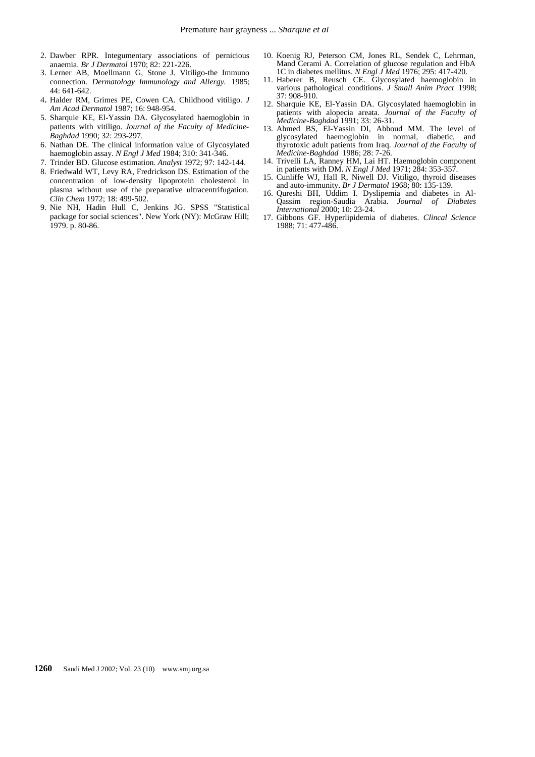2. Dawber RPR. Integumentary associations of pernicious anaemia. *Br J Dermatol* 1970; 82: 221-226.
3. Lerner AB, Moellmann G, Stone J. Vitiligo-the Immuno connection. *Dermatology Immunology and Allergy.* 1985; 44: 641-642.
4. Halder RM, Grimes PE, Cowen CA. Childhood vitiligo. *J Am Acad Dermatol* 1987; 16: 948-954.
5. Sharquie KE, El-Yassin DA. Glycosylated haemoglobin in patients with vitiligo. *Journal of the Faculty of Medicine-Baghdad* 1990; 32: 293-297.
6. Nathan DE. The clinical information value of Glycosylated haemoglobin assay. *N Engl J Med* 1984; 310: 341-346.
7. Trinder BD. Glucose estimation. *Analyst* 1972; 97: 142-144.
8. Friedwald WT, Levy RA, Fredrickson DS. Estimation of the concentration of low-density lipoprotein cholesterol in plasma without use of the preparative ultracentrifugation. *Clin Chem* 1972; 18: 499-502.
9. Nie NH, Hadin Hull C, Jenkins JG. SPSS "Statistical package for social sciences". New York (NY): McGraw Hill; 1979. p. 80-86.
10. Koenig RJ, Peterson CM, Jones RL, Sendek C, Lehrman, Mand Cerami A. Correlation of glucose regulation and HbA 1C in diabetes mellitus. *N Engl J Med* 1976; 295: 417-420.
11. Haberer B, Reusch CE. Glycosylated haemoglobin in various pathological conditions. *J Small Anim Pract* 1998; 37: 908-910.
12. Sharquie KE, El-Yassin DA. Glycosylated haemoglobin in patients with alopecia areata. *Journal of the Faculty of Medicine-Baghdad* 1991; 33: 26-31.
13. Ahmed BS, El-Yassin DI, Abboud MM. The level of glycosylated haemoglobin in normal, diabetic, and thyrotoxic adult patients from Iraq. *Journal of the Faculty of Medicine-Baghdad* 1986; 28: 7-26.
14. Trivelli LA, Ranney HM, Lai HT. Haemoglobin component in patients with DM. *N Engl J Med* 1971; 284: 353-357.
15. Cunliffe WJ, Hall R, Niwell DJ. Vitiligo, thyroid diseases and auto-immunity. *Br J Dermatol* 1968; 80: 135-139.
16. Qureshi BH, Uddim I. Dyslipemia and diabetes in Al-Qassim region-Saudia Arabia. *Journal of Diabetes International* 2000; 10: 23-24.
17. Gibbons GF. Hyperlipidemia of diabetes. *Clincal Science* 1988; 71: 477-486.